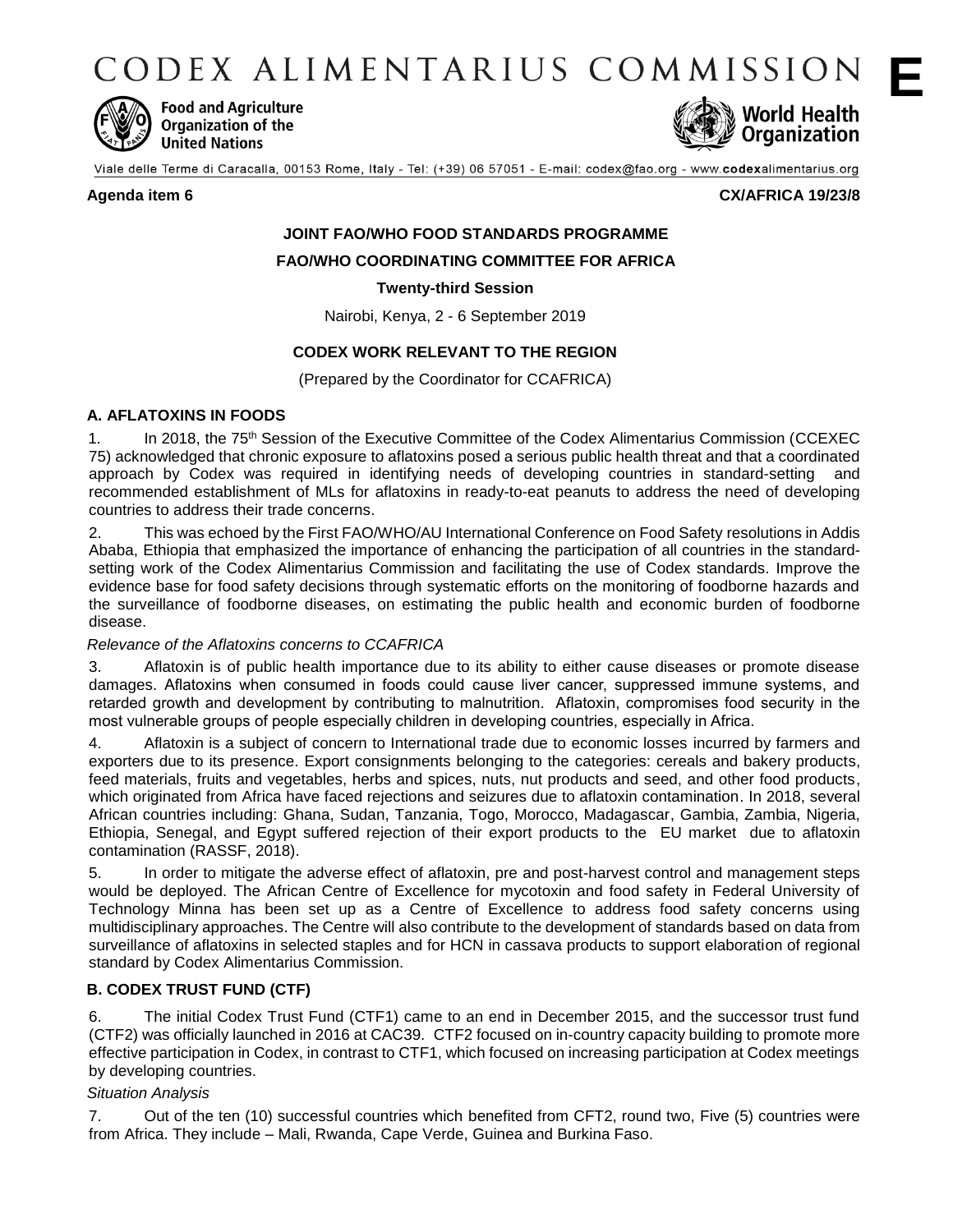# CODEX ALIMENTARIUS COMMISSION

**E**

Food and Agriculture Organization of the United Nations

World Health Organization

Viale delle Terme di Caracalla, 00153 Rome, Italy - Tel: (+39) 06 57051 - E-mail: codex@fao.org - www.codexalimentarius.org

**Agenda item 6** **CX/AFRICA 19/23/8**

**JOINT FAO/WHO FOOD STANDARDS PROGRAMME**

**FAO/WHO COORDINATING COMMITTEE FOR AFRICA**

**Twenty-third Session**

Nairobi, Kenya, 2 - 6 September 2019

**CODEX WORK RELEVANT TO THE REGION**

(Prepared by the Coordinator for CCAFRICA)

## A. AFLATOXINS IN FOODS

1. In 2018, the 75th Session of the Executive Committee of the Codex Alimentarius Commission (CCEXEC 75) acknowledged that chronic exposure to aflatoxins posed a serious public health threat and that a coordinated approach by Codex was required in identifying needs of developing countries in standard-setting and recommended establishment of MLs for aflatoxins in ready-to-eat peanuts to address the need of developing countries to address their trade concerns.

2. This was echoed by the First FAO/WHO/AU International Conference on Food Safety resolutions in Addis Ababa, Ethiopia that emphasized the importance of enhancing the participation of all countries in the standard-setting work of the Codex Alimentarius Commission and facilitating the use of Codex standards. Improve the evidence base for food safety decisions through systematic efforts on the monitoring of foodborne hazards and the surveillance of foodborne diseases, on estimating the public health and economic burden of foodborne disease.

*Relevance of the Aflatoxins concerns to CCAFRICA*

3. Aflatoxin is of public health importance due to its ability to either cause diseases or promote disease damages. Aflatoxins when consumed in foods could cause liver cancer, suppressed immune systems, and retarded growth and development by contributing to malnutrition. Aflatoxin, compromises food security in the most vulnerable groups of people especially children in developing countries, especially in Africa.

4. Aflatoxin is a subject of concern to International trade due to economic losses incurred by farmers and exporters due to its presence. Export consignments belonging to the categories: cereals and bakery products, feed materials, fruits and vegetables, herbs and spices, nuts, nut products and seed, and other food products, which originated from Africa have faced rejections and seizures due to aflatoxin contamination. In 2018, several African countries including: Ghana, Sudan, Tanzania, Togo, Morocco, Madagascar, Gambia, Zambia, Nigeria, Ethiopia, Senegal, and Egypt suffered rejection of their export products to the EU market due to aflatoxin contamination (RASSF, 2018).

5. In order to mitigate the adverse effect of aflatoxin, pre and post-harvest control and management steps would be deployed. The African Centre of Excellence for mycotoxin and food safety in Federal University of Technology Minna has been set up as a Centre of Excellence to address food safety concerns using multidisciplinary approaches. The Centre will also contribute to the development of standards based on data from surveillance of aflatoxins in selected staples and for HCN in cassava products to support elaboration of regional standard by Codex Alimentarius Commission.

## B. CODEX TRUST FUND (CTF)

6. The initial Codex Trust Fund (CTF1) came to an end in December 2015, and the successor trust fund (CTF2) was officially launched in 2016 at CAC39. CTF2 focused on in-country capacity building to promote more effective participation in Codex, in contrast to CTF1, which focused on increasing participation at Codex meetings by developing countries.

*Situation Analysis*

7. Out of the ten (10) successful countries which benefited from CFT2, round two, Five (5) countries were from Africa. They include – Mali, Rwanda, Cape Verde, Guinea and Burkina Faso.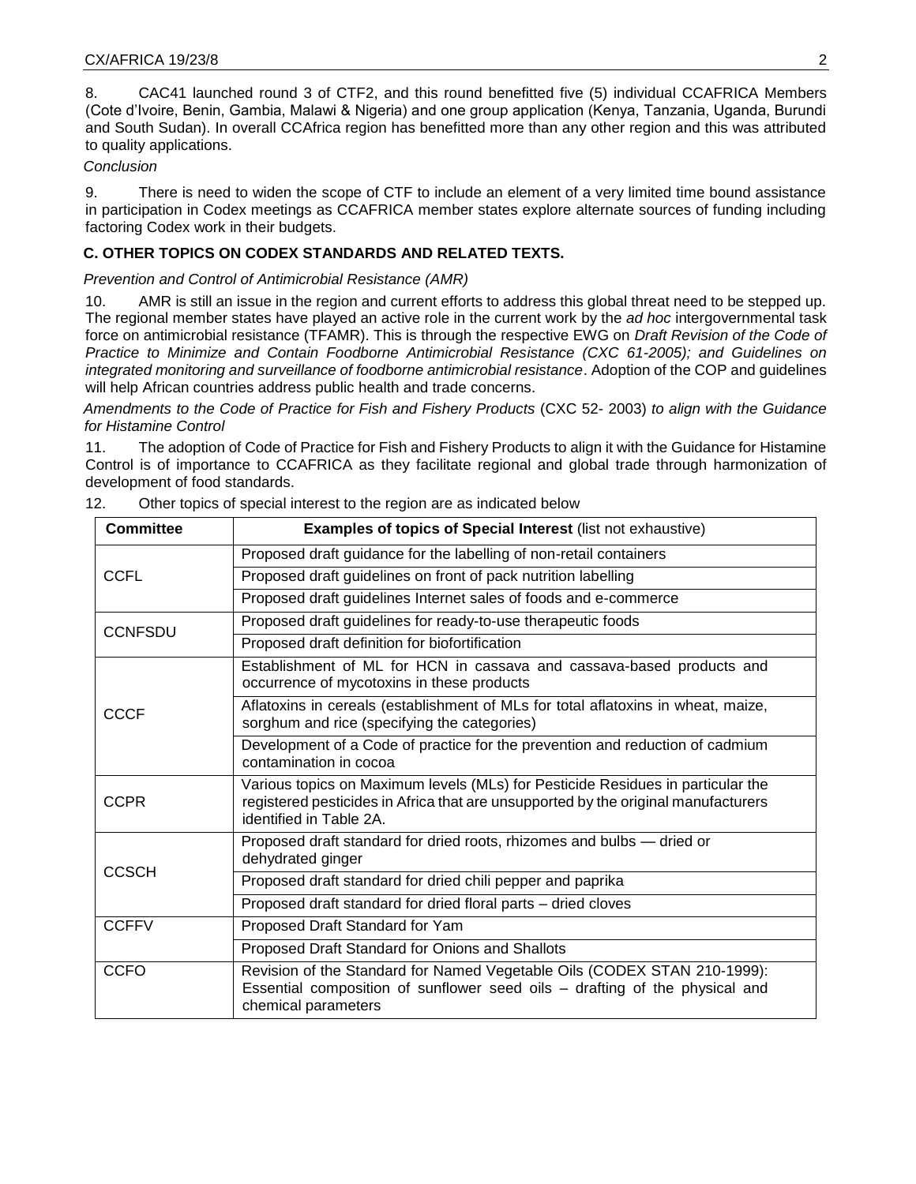8. CAC41 launched round 3 of CTF2, and this round benefitted five (5) individual CCAFRICA Members (Cote d'Ivoire, Benin, Gambia, Malawi & Nigeria) and one group application (Kenya, Tanzania, Uganda, Burundi and South Sudan). In overall CCAfrica region has benefitted more than any other region and this was attributed to quality applications.

*Conclusion*

9. There is need to widen the scope of CTF to include an element of a very limited time bound assistance in participation in Codex meetings as CCAFRICA member states explore alternate sources of funding including factoring Codex work in their budgets.

**C. OTHER TOPICS ON CODEX STANDARDS AND RELATED TEXTS.**

*Prevention and Control of Antimicrobial Resistance (AMR)*

10. AMR is still an issue in the region and current efforts to address this global threat need to be stepped up. The regional member states have played an active role in the current work by the *ad hoc* intergovernmental task force on antimicrobial resistance (TFAMR). This is through the respective EWG on *Draft Revision of the Code of Practice to Minimize and Contain Foodborne Antimicrobial Resistance (CXC 61-2005); and Guidelines on integrated monitoring and surveillance of foodborne antimicrobial resistance*. Adoption of the COP and guidelines will help African countries address public health and trade concerns.

*Amendments to the Code of Practice for Fish and Fishery Products* (CXC 52- 2003) *to align with the Guidance for Histamine Control*

11. The adoption of Code of Practice for Fish and Fishery Products to align it with the Guidance for Histamine Control is of importance to CCAFRICA as they facilitate regional and global trade through harmonization of development of food standards.

12. Other topics of special interest to the region are as indicated below

| Committee | **Examples of topics of Special Interest** (list not exhaustive) |
|---|---|
| CCFL | Proposed draft guidance for the labelling of non-retail containers |
| | Proposed draft guidelines on front of pack nutrition labelling |
| | Proposed draft guidelines Internet sales of foods and e-commerce |
| CCNFSDU | Proposed draft guidelines for ready-to-use therapeutic foods |
| | Proposed draft definition for biofortification |
| CCCF | Establishment of ML for HCN in cassava and cassava-based products and occurrence of mycotoxins in these products |
| | Aflatoxins in cereals (establishment of MLs for total aflatoxins in wheat, maize, sorghum and rice (specifying the categories) |
| | Development of a Code of practice for the prevention and reduction of cadmium contamination in cocoa |
| CCPR | Various topics on Maximum levels (MLs) for Pesticide Residues in particular the registered pesticides in Africa that are unsupported by the original manufacturers identified in Table 2A. |
| CCSCH | Proposed draft standard for dried roots, rhizomes and bulbs — dried or dehydrated ginger |
| | Proposed draft standard for dried chili pepper and paprika |
| | Proposed draft standard for dried floral parts – dried cloves |
| CCFFV | Proposed Draft Standard for Yam |
| | Proposed Draft Standard for Onions and Shallots |
| CCFO | Revision of the Standard for Named Vegetable Oils (CODEX STAN 210-1999): Essential composition of sunflower seed oils – drafting of the physical and chemical parameters |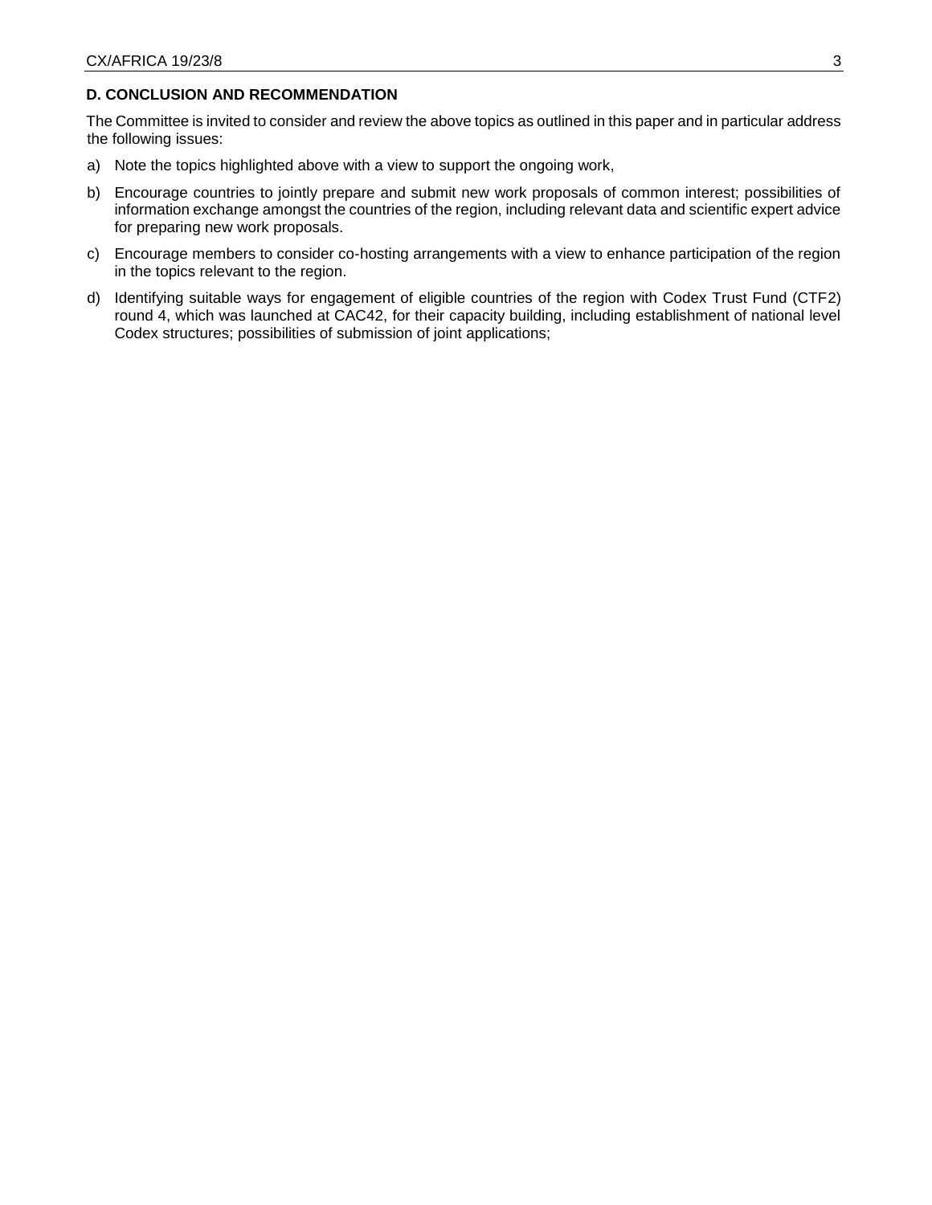## D. CONCLUSION AND RECOMMENDATION

The Committee is invited to consider and review the above topics as outlined in this paper and in particular address the following issues:

a) Note the topics highlighted above with a view to support the ongoing work,

b) Encourage countries to jointly prepare and submit new work proposals of common interest; possibilities of information exchange amongst the countries of the region, including relevant data and scientific expert advice for preparing new work proposals.

c) Encourage members to consider co-hosting arrangements with a view to enhance participation of the region in the topics relevant to the region.

d) Identifying suitable ways for engagement of eligible countries of the region with Codex Trust Fund (CTF2) round 4, which was launched at CAC42, for their capacity building, including establishment of national level Codex structures; possibilities of submission of joint applications;